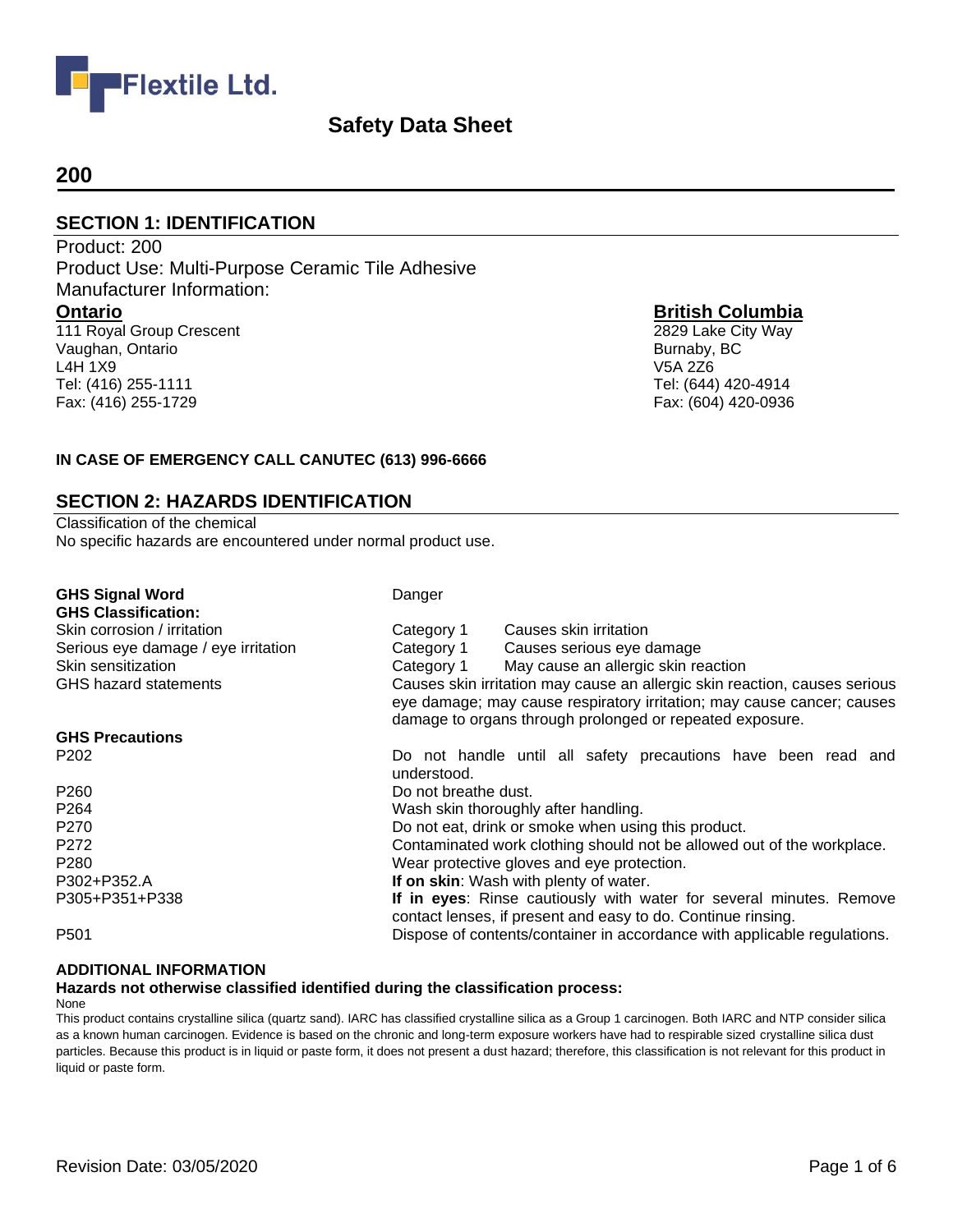Flextile Ltd.

# Safety Data Sheet

## 200

## SECTION 1: IDENTIFICATION

Product: 200
Product Use: Multi-Purpose Ceramic Tile Adhesive
Manufacturer Information:

**Ontario**
111 Royal Group Crescent
Vaughan, Ontario
L4H 1X9
Tel: (416) 255-1111
Fax: (416) 255-1729

**British Columbia**
2829 Lake City Way
Burnaby, BC
V5A 2Z6
Tel: (644) 420-4914
Fax: (604) 420-0936

**IN CASE OF EMERGENCY CALL CANUTEC (613) 996-6666**

## SECTION 2: HAZARDS IDENTIFICATION

Classification of the chemical
No specific hazards are encountered under normal product use.

| | | |
|---|---|---|
| **GHS Signal Word** | Danger | |
| **GHS Classification:** | | |
| Skin corrosion / irritation | Category 1 | Causes skin irritation |
| Serious eye damage / eye irritation | Category 1 | Causes serious eye damage |
| Skin sensitization | Category 1 | May cause an allergic skin reaction |
| GHS hazard statements | Causes skin irritation may cause an allergic skin reaction, causes serious eye damage; may cause respiratory irritation; may cause cancer; causes damage to organs through prolonged or repeated exposure. | |

**GHS Precautions**

| | |
|---|---|
| P202 | Do not handle until all safety precautions have been read and understood. |
| P260 | Do not breathe dust. |
| P264 | Wash skin thoroughly after handling. |
| P270 | Do not eat, drink or smoke when using this product. |
| P272 | Contaminated work clothing should not be allowed out of the workplace. |
| P280 | Wear protective gloves and eye protection. |
| P302+P352.A | **If on skin**: Wash with plenty of water. |
| P305+P351+P338 | **If in eyes**: Rinse cautiously with water for several minutes. Remove contact lenses, if present and easy to do. Continue rinsing. |
| P501 | Dispose of contents/container in accordance with applicable regulations. |

**ADDITIONAL INFORMATION**

**Hazards not otherwise classified identified during the classification process:**

None

This product contains crystalline silica (quartz sand). IARC has classified crystalline silica as a Group 1 carcinogen. Both IARC and NTP consider silica as a known human carcinogen. Evidence is based on the chronic and long-term exposure workers have had to respirable sized crystalline silica dust particles. Because this product is in liquid or paste form, it does not present a dust hazard; therefore, this classification is not relevant for this product in liquid or paste form.

Revision Date: 03/05/2020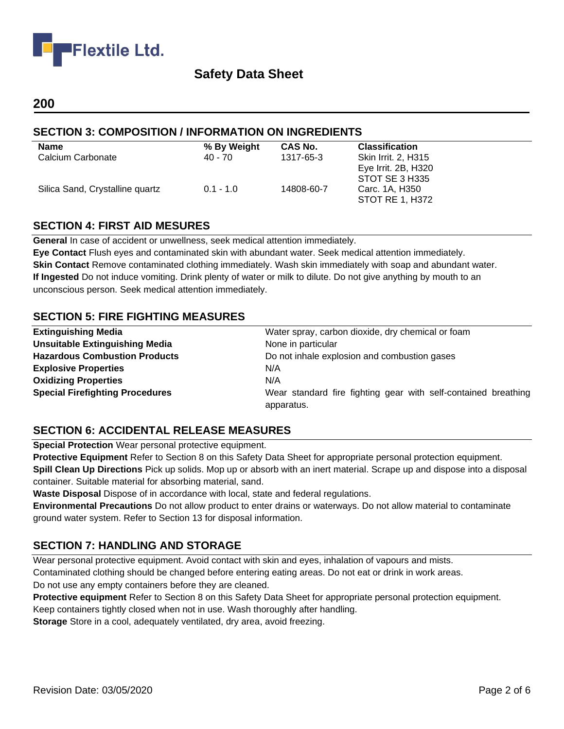## Safety Data Sheet

## 200

### SECTION 3: COMPOSITION / INFORMATION ON INGREDIENTS

| Name | % By Weight | CAS No. | Classification |
|---|---|---|---|
| Calcium Carbonate | 40 - 70 | 1317-65-3 | Skin Irrit. 2, H315<br>Eye Irrit. 2B, H320<br>STOT SE 3 H335 |
| Silica Sand, Crystalline quartz | 0.1 - 1.0 | 14808-60-7 | Carc. 1A, H350<br>STOT RE 1, H372 |

### SECTION 4: FIRST AID MESURES

**General** In case of accident or unwellness, seek medical attention immediately.

**Eye Contact** Flush eyes and contaminated skin with abundant water. Seek medical attention immediately.

**Skin Contact** Remove contaminated clothing immediately. Wash skin immediately with soap and abundant water.

**If Ingested** Do not induce vomiting. Drink plenty of water or milk to dilute. Do not give anything by mouth to an unconscious person. Seek medical attention immediately.

### SECTION 5: FIRE FIGHTING MEASURES

| | |
|---|---|
| **Extinguishing Media** | Water spray, carbon dioxide, dry chemical or foam |
| **Unsuitable Extinguishing Media** | None in particular |
| **Hazardous Combustion Products** | Do not inhale explosion and combustion gases |
| **Explosive Properties** | N/A |
| **Oxidizing Properties** | N/A |
| **Special Firefighting Procedures** | Wear standard fire fighting gear with self-contained breathing apparatus. |

### SECTION 6: ACCIDENTAL RELEASE MEASURES

**Special Protection** Wear personal protective equipment.

**Protective Equipment** Refer to Section 8 on this Safety Data Sheet for appropriate personal protection equipment.

**Spill Clean Up Directions** Pick up solids. Mop up or absorb with an inert material. Scrape up and dispose into a disposal container. Suitable material for absorbing material, sand.

**Waste Disposal** Dispose of in accordance with local, state and federal regulations.

**Environmental Precautions** Do not allow product to enter drains or waterways. Do not allow material to contaminate ground water system. Refer to Section 13 for disposal information.

### SECTION 7: HANDLING AND STORAGE

Wear personal protective equipment. Avoid contact with skin and eyes, inhalation of vapours and mists.
Contaminated clothing should be changed before entering eating areas. Do not eat or drink in work areas.
Do not use any empty containers before they are cleaned.

**Protective equipment** Refer to Section 8 on this Safety Data Sheet for appropriate personal protection equipment.
Keep containers tightly closed when not in use. Wash thoroughly after handling.

**Storage** Store in a cool, adequately ventilated, dry area, avoid freezing.

Revision Date: 03/05/2020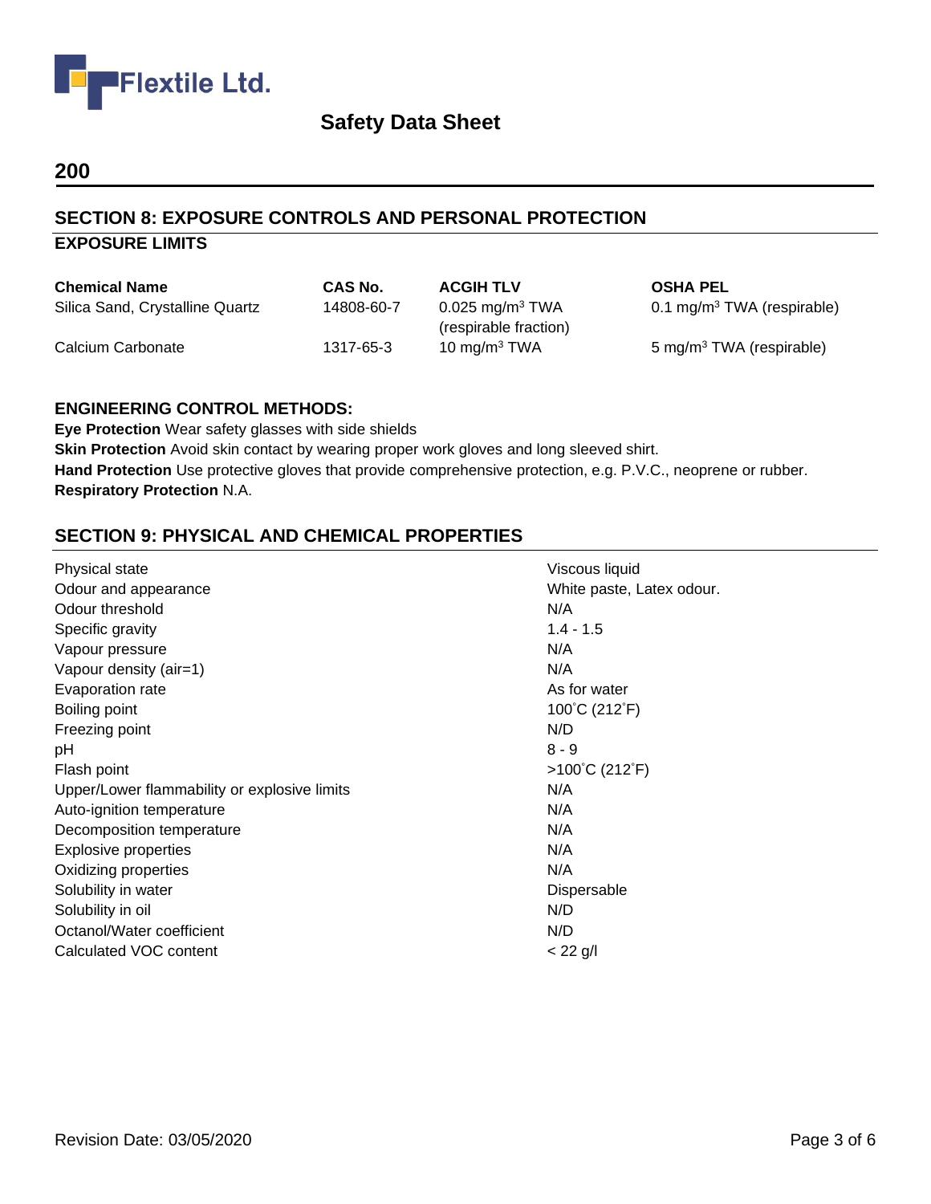## 200

## SECTION 8: EXPOSURE CONTROLS AND PERSONAL PROTECTION

### EXPOSURE LIMITS

| Chemical Name | CAS No. | ACGIH TLV | OSHA PEL |
|---|---|---|---|
| Silica Sand, Crystalline Quartz | 14808-60-7 | 0.025 mg/m$^3$ TWA (respirable fraction) | 0.1 mg/m$^3$ TWA (respirable) |
| Calcium Carbonate | 1317-65-3 | 10 mg/m$^3$ TWA | 5 mg/m$^3$ TWA (respirable) |

### ENGINEERING CONTROL METHODS:

**Eye Protection** Wear safety glasses with side shields

**Skin Protection** Avoid skin contact by wearing proper work gloves and long sleeved shirt.

**Hand Protection** Use protective gloves that provide comprehensive protection, e.g. P.V.C., neoprene or rubber.

**Respiratory Protection** N.A.

## SECTION 9: PHYSICAL AND CHEMICAL PROPERTIES

| | |
|---|---|
| Physical state | Viscous liquid |
| Odour and appearance | White paste, Latex odour. |
| Odour threshold | N/A |
| Specific gravity | 1.4 - 1.5 |
| Vapour pressure | N/A |
| Vapour density (air=1) | N/A |
| Evaporation rate | As for water |
| Boiling point | 100˚C (212˚F) |
| Freezing point | N/D |
| pH | 8 - 9 |
| Flash point | >100˚C (212˚F) |
| Upper/Lower flammability or explosive limits | N/A |
| Auto-ignition temperature | N/A |
| Decomposition temperature | N/A |
| Explosive properties | N/A |
| Oxidizing properties | N/A |
| Solubility in water | Dispersable |
| Solubility in oil | N/D |
| Octanol/Water coefficient | N/D |
| Calculated VOC content | < 22 g/l |

Revision Date: 03/05/2020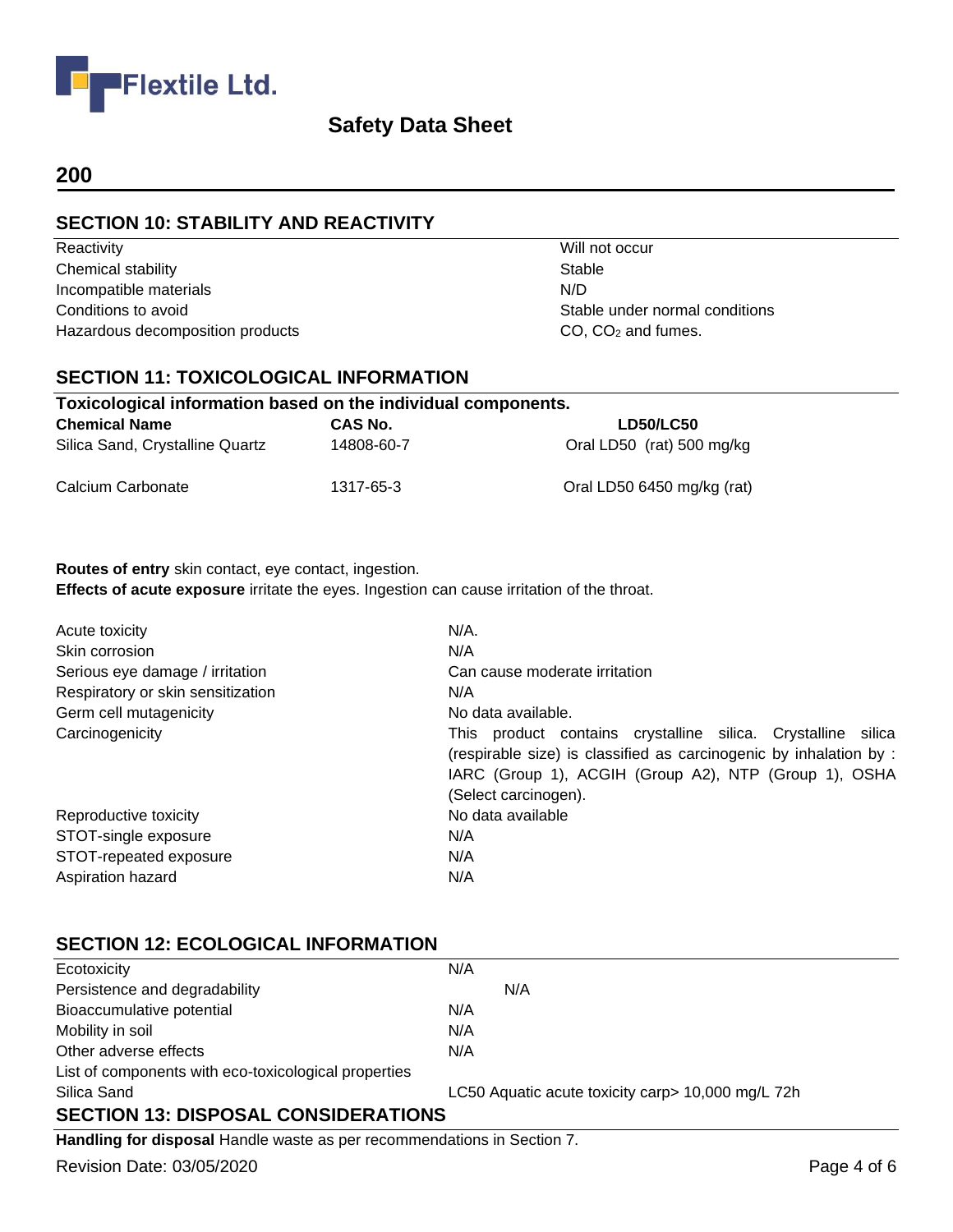## 200

## SECTION 10: STABILITY AND REACTIVITY

| | |
|---|---|
| Reactivity | Will not occur |
| Chemical stability | Stable |
| Incompatible materials | N/D |
| Conditions to avoid | Stable under normal conditions |
| Hazardous decomposition products | CO, $CO_2$ and fumes. |

## SECTION 11: TOXICOLOGICAL INFORMATION

**Toxicological information based on the individual components.**

| Chemical Name | CAS No. | LD50/LC50 |
|---|---|---|
| Silica Sand, Crystalline Quartz | 14808-60-7 | Oral LD50 (rat) 500 mg/kg |
| Calcium Carbonate | 1317-65-3 | Oral LD50 6450 mg/kg (rat) |

**Routes of entry** skin contact, eye contact, ingestion.
**Effects of acute exposure** irritate the eyes. Ingestion can cause irritation of the throat.

| | |
|---|---|
| Acute toxicity | N/A. |
| Skin corrosion | N/A |
| Serious eye damage / irritation | Can cause moderate irritation |
| Respiratory or skin sensitization | N/A |
| Germ cell mutagenicity | No data available. |
| Carcinogenicity | This product contains crystalline silica. Crystalline silica (respirable size) is classified as carcinogenic by inhalation by : IARC (Group 1), ACGIH (Group A2), NTP (Group 1), OSHA (Select carcinogen). |
| Reproductive toxicity | No data available |
| STOT-single exposure | N/A |
| STOT-repeated exposure | N/A |
| Aspiration hazard | N/A |

## SECTION 12: ECOLOGICAL INFORMATION

| | |
|---|---|
| Ecotoxicity | N/A |
| Persistence and degradability | N/A |
| Bioaccumulative potential | N/A |
| Mobility in soil | N/A |
| Other adverse effects | N/A |
| List of components with eco-toxicological properties | |
| Silica Sand | LC50 Aquatic acute toxicity carp> 10,000 mg/L 72h |

## SECTION 13: DISPOSAL CONSIDERATIONS

**Handling for disposal** Handle waste as per recommendations in Section 7.

Revision Date: 03/05/2020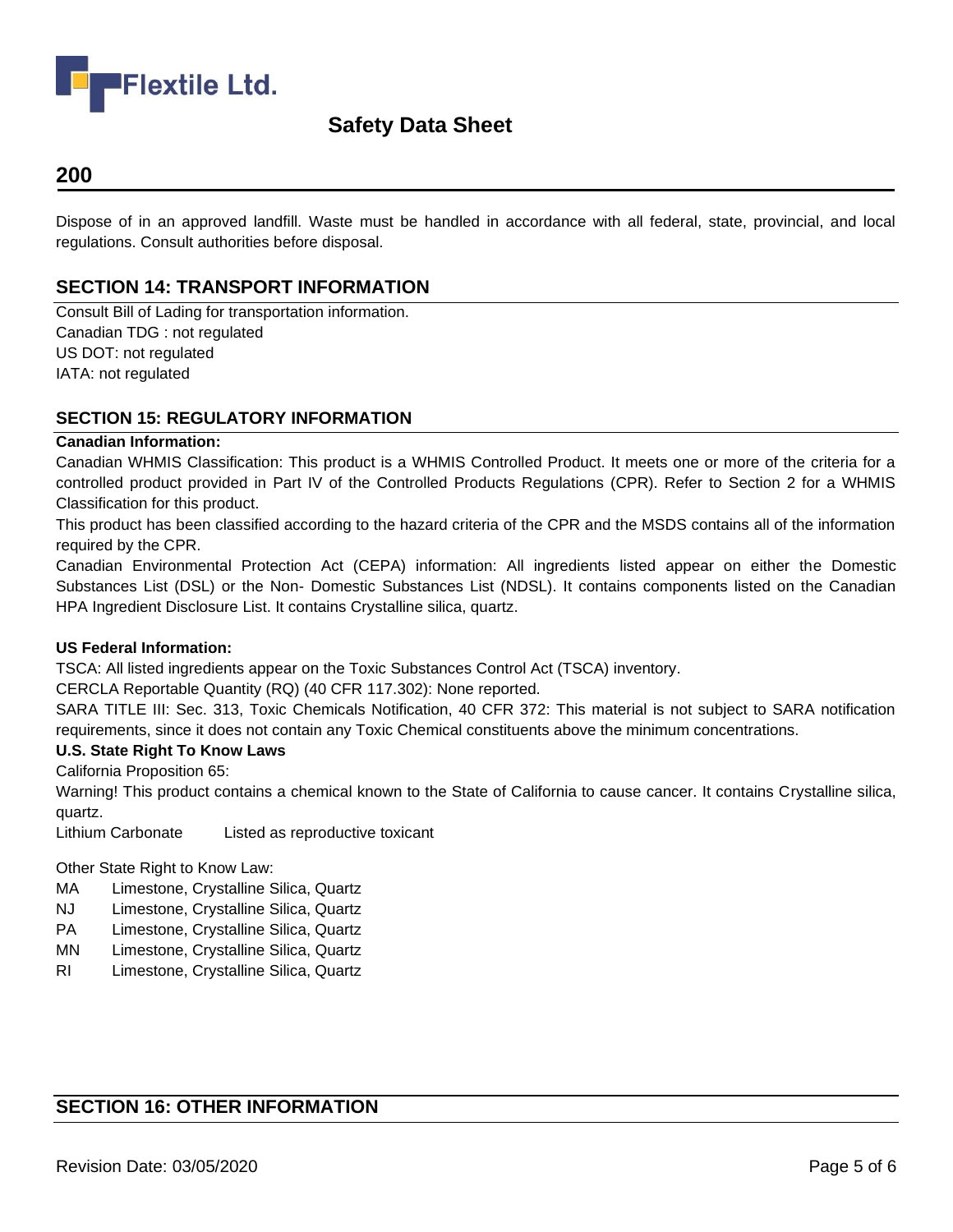Dispose of in an approved landfill. Waste must be handled in accordance with all federal, state, provincial, and local regulations. Consult authorities before disposal.

## SECTION 14: TRANSPORT INFORMATION

Consult Bill of Lading for transportation information.
Canadian TDG : not regulated
US DOT: not regulated
IATA: not regulated

## SECTION 15: REGULATORY INFORMATION

**Canadian Information:**

Canadian WHMIS Classification: This product is a WHMIS Controlled Product. It meets one or more of the criteria for a controlled product provided in Part IV of the Controlled Products Regulations (CPR). Refer to Section 2 for a WHMIS Classification for this product.

This product has been classified according to the hazard criteria of the CPR and the MSDS contains all of the information required by the CPR.

Canadian Environmental Protection Act (CEPA) information: All ingredients listed appear on either the Domestic Substances List (DSL) or the Non- Domestic Substances List (NDSL). It contains components listed on the Canadian HPA Ingredient Disclosure List. It contains Crystalline silica, quartz.

**US Federal Information:**

TSCA: All listed ingredients appear on the Toxic Substances Control Act (TSCA) inventory.

CERCLA Reportable Quantity (RQ) (40 CFR 117.302): None reported.

SARA TITLE III: Sec. 313, Toxic Chemicals Notification, 40 CFR 372: This material is not subject to SARA notification requirements, since it does not contain any Toxic Chemical constituents above the minimum concentrations.

**U.S. State Right To Know Laws**

California Proposition 65:

Warning! This product contains a chemical known to the State of California to cause cancer. It contains Crystalline silica, quartz.

Lithium Carbonate Listed as reproductive toxicant

Other State Right to Know Law:

MA Limestone, Crystalline Silica, Quartz
NJ Limestone, Crystalline Silica, Quartz
PA Limestone, Crystalline Silica, Quartz
MN Limestone, Crystalline Silica, Quartz
RI Limestone, Crystalline Silica, Quartz

## SECTION 16: OTHER INFORMATION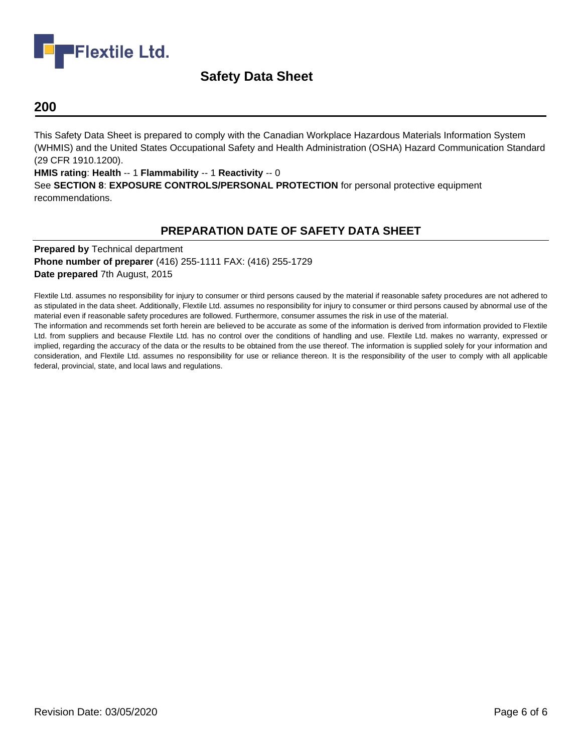# Safety Data Sheet

## 200

This Safety Data Sheet is prepared to comply with the Canadian Workplace Hazardous Materials Information System (WHMIS) and the United States Occupational Safety and Health Administration (OSHA) Hazard Communication Standard (29 CFR 1910.1200).

**HMIS rating**: **Health** -- 1 **Flammability** -- 1 **Reactivity** -- 0

See **SECTION 8**: **EXPOSURE CONTROLS/PERSONAL PROTECTION** for personal protective equipment recommendations.

## PREPARATION DATE OF SAFETY DATA SHEET

**Prepared by** Technical department
**Phone number of preparer** (416) 255-1111 FAX: (416) 255-1729
**Date prepared** 7th August, 2015

Flextile Ltd. assumes no responsibility for injury to consumer or third persons caused by the material if reasonable safety procedures are not adhered to as stipulated in the data sheet. Additionally, Flextile Ltd. assumes no responsibility for injury to consumer or third persons caused by abnormal use of the material even if reasonable safety procedures are followed. Furthermore, consumer assumes the risk in use of the material.

The information and recommends set forth herein are believed to be accurate as some of the information is derived from information provided to Flextile Ltd. from suppliers and because Flextile Ltd. has no control over the conditions of handling and use. Flextile Ltd. makes no warranty, expressed or implied, regarding the accuracy of the data or the results to be obtained from the use thereof. The information is supplied solely for your information and consideration, and Flextile Ltd. assumes no responsibility for use or reliance thereon. It is the responsibility of the user to comply with all applicable federal, provincial, state, and local laws and regulations.

Revision Date: 03/05/2020